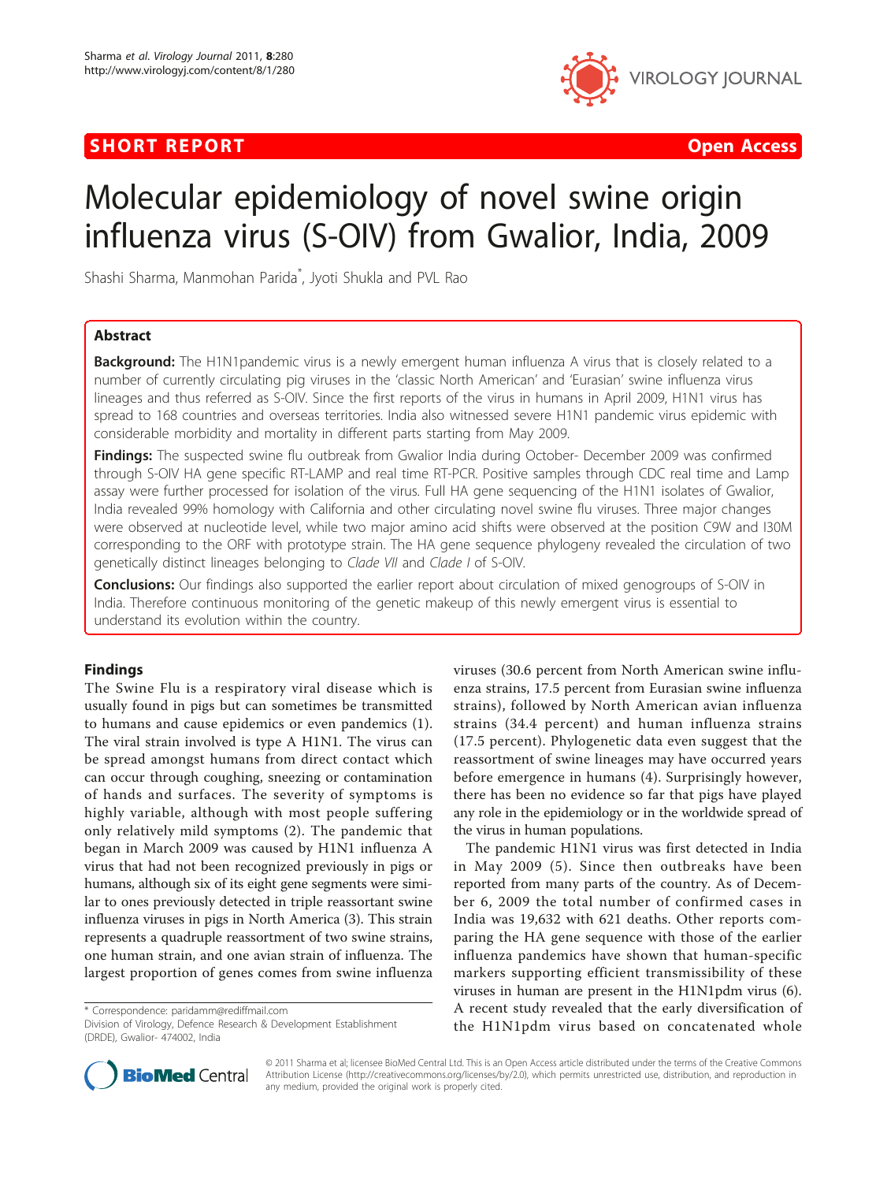SHORT REPORT Open Access

# Molecular epidemiology of novel swine origin influenza virus (S-OIV) from Gwalior, India, 2009

Shashi Sharma, Manmohan Parida*, Jyoti Shukla and PVL Rao

## Abstract

**Background:** The H1N1pandemic virus is a newly emergent human influenza A virus that is closely related to a number of currently circulating pig viruses in the 'classic North American' and 'Eurasian' swine influenza virus lineages and thus referred as S-OIV. Since the first reports of the virus in humans in April 2009, H1N1 virus has spread to 168 countries and overseas territories. India also witnessed severe H1N1 pandemic virus epidemic with considerable morbidity and mortality in different parts starting from May 2009.

**Findings:** The suspected swine flu outbreak from Gwalior India during October- December 2009 was confirmed through S-OIV HA gene specific RT-LAMP and real time RT-PCR. Positive samples through CDC real time and Lamp assay were further processed for isolation of the virus. Full HA gene sequencing of the H1N1 isolates of Gwalior, India revealed 99% homology with California and other circulating novel swine flu viruses. Three major changes were observed at nucleotide level, while two major amino acid shifts were observed at the position C9W and I30M corresponding to the ORF with prototype strain. The HA gene sequence phylogeny revealed the circulation of two genetically distinct lineages belonging to *Clade VII* and *Clade I* of S-OIV.

**Conclusions:** Our findings also supported the earlier report about circulation of mixed genogroups of S-OIV in India. Therefore continuous monitoring of the genetic makeup of this newly emergent virus is essential to understand its evolution within the country.

## Findings

The Swine Flu is a respiratory viral disease which is usually found in pigs but can sometimes be transmitted to humans and cause epidemics or even pandemics (1). The viral strain involved is type A H1N1. The virus can be spread amongst humans from direct contact which can occur through coughing, sneezing or contamination of hands and surfaces. The severity of symptoms is highly variable, although with most people suffering only relatively mild symptoms (2). The pandemic that began in March 2009 was caused by H1N1 influenza A virus that had not been recognized previously in pigs or humans, although six of its eight gene segments were similar to ones previously detected in triple reassortant swine influenza viruses in pigs in North America (3). This strain represents a quadruple reassortment of two swine strains, one human strain, and one avian strain of influenza. The largest proportion of genes comes from swine influenza viruses (30.6 percent from North American swine influenza strains, 17.5 percent from Eurasian swine influenza strains), followed by North American avian influenza strains (34.4 percent) and human influenza strains (17.5 percent). Phylogenetic data even suggest that the reassortment of swine lineages may have occurred years before emergence in humans (4). Surprisingly however, there has been no evidence so far that pigs have played any role in the epidemiology or in the worldwide spread of the virus in human populations.

The pandemic H1N1 virus was first detected in India in May 2009 (5). Since then outbreaks have been reported from many parts of the country. As of December 6, 2009 the total number of confirmed cases in India was 19,632 with 621 deaths. Other reports comparing the HA gene sequence with those of the earlier influenza pandemics have shown that human-specific markers supporting efficient transmissibility of these viruses in human are present in the H1N1pdm virus (6). A recent study revealed that the early diversification of the H1N1pdm virus based on concatenated whole

* Correspondence: paridamm@rediffmail.com
Division of Virology, Defence Research & Development Establishment (DRDE), Gwalior- 474002, India

© 2011 Sharma et al; licensee BioMed Central Ltd. This is an Open Access article distributed under the terms of the Creative Commons Attribution License (http://creativecommons.org/licenses/by/2.0), which permits unrestricted use, distribution, and reproduction in any medium, provided the original work is properly cited.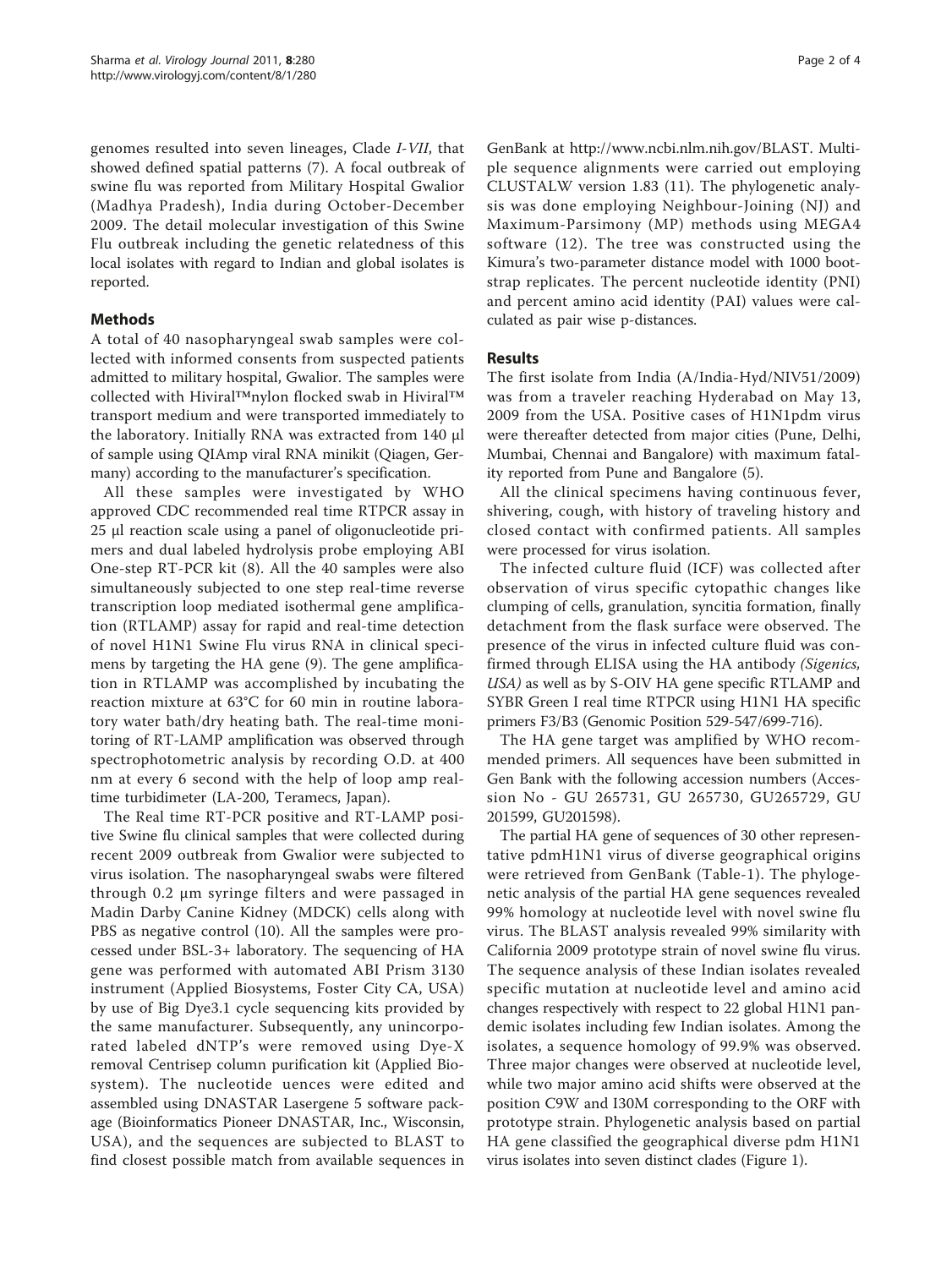genomes resulted into seven lineages, Clade *I-VII*, that showed defined spatial patterns (7). A focal outbreak of swine flu was reported from Military Hospital Gwalior (Madhya Pradesh), India during October-December 2009. The detail molecular investigation of this Swine Flu outbreak including the genetic relatedness of this local isolates with regard to Indian and global isolates is reported.

## Methods

A total of 40 nasopharyngeal swab samples were collected with informed consents from suspected patients admitted to military hospital, Gwalior. The samples were collected with Hiviral™nylon flocked swab in Hiviral™ transport medium and were transported immediately to the laboratory. Initially RNA was extracted from 140 μl of sample using QIAmp viral RNA minikit (Qiagen, Germany) according to the manufacturer's specification.

All these samples were investigated by WHO approved CDC recommended real time RTPCR assay in 25 μl reaction scale using a panel of oligonucleotide primers and dual labeled hydrolysis probe employing ABI One-step RT-PCR kit (8). All the 40 samples were also simultaneously subjected to one step real-time reverse transcription loop mediated isothermal gene amplification (RTLAMP) assay for rapid and real-time detection of novel H1N1 Swine Flu virus RNA in clinical specimens by targeting the HA gene (9). The gene amplification in RTLAMP was accomplished by incubating the reaction mixture at 63°C for 60 min in routine laboratory water bath/dry heating bath. The real-time monitoring of RT-LAMP amplification was observed through spectrophotometric analysis by recording O.D. at 400 nm at every 6 second with the help of loop amp real-time turbidimeter (LA-200, Teramecs, Japan).

The Real time RT-PCR positive and RT-LAMP positive Swine flu clinical samples that were collected during recent 2009 outbreak from Gwalior were subjected to virus isolation. The nasopharyngeal swabs were filtered through 0.2 μm syringe filters and were passaged in Madin Darby Canine Kidney (MDCK) cells along with PBS as negative control (10). All the samples were processed under BSL-3+ laboratory. The sequencing of HA gene was performed with automated ABI Prism 3130 instrument (Applied Biosystems, Foster City CA, USA) by use of Big Dye3.1 cycle sequencing kits provided by the same manufacturer. Subsequently, any unincorporated labeled dNTP's were removed using Dye-X removal Centrisep column purification kit (Applied Biosystem). The nucleotide uences were edited and assembled using DNASTAR Lasergene 5 software package (Bioinformatics Pioneer DNASTAR, Inc., Wisconsin, USA), and the sequences are subjected to BLAST to find closest possible match from available sequences in GenBank at http://www.ncbi.nlm.nih.gov/BLAST. Multiple sequence alignments were carried out employing CLUSTALW version 1.83 (11). The phylogenetic analysis was done employing Neighbour-Joining (NJ) and Maximum-Parsimony (MP) methods using MEGA4 software (12). The tree was constructed using the Kimura's two-parameter distance model with 1000 bootstrap replicates. The percent nucleotide identity (PNI) and percent amino acid identity (PAI) values were calculated as pair wise p-distances.

## Results

The first isolate from India (A/India-Hyd/NIV51/2009) was from a traveler reaching Hyderabad on May 13, 2009 from the USA. Positive cases of H1N1pdm virus were thereafter detected from major cities (Pune, Delhi, Mumbai, Chennai and Bangalore) with maximum fatality reported from Pune and Bangalore (5).

All the clinical specimens having continuous fever, shivering, cough, with history of traveling history and closed contact with confirmed patients. All samples were processed for virus isolation.

The infected culture fluid (ICF) was collected after observation of virus specific cytopathic changes like clumping of cells, granulation, syncitia formation, finally detachment from the flask surface were observed. The presence of the virus in infected culture fluid was confirmed through ELISA using the HA antibody *(Sigenics, USA)* as well as by S-OIV HA gene specific RTLAMP and SYBR Green I real time RTPCR using H1N1 HA specific primers F3/B3 (Genomic Position 529-547/699-716).

The HA gene target was amplified by WHO recommended primers. All sequences have been submitted in Gen Bank with the following accession numbers (Accession No - GU 265731, GU 265730, GU265729, GU 201599, GU201598).

The partial HA gene of sequences of 30 other representative pdmH1N1 virus of diverse geographical origins were retrieved from GenBank (Table-1). The phylogenetic analysis of the partial HA gene sequences revealed 99% homology at nucleotide level with novel swine flu virus. The BLAST analysis revealed 99% similarity with California 2009 prototype strain of novel swine flu virus. The sequence analysis of these Indian isolates revealed specific mutation at nucleotide level and amino acid changes respectively with respect to 22 global H1N1 pandemic isolates including few Indian isolates. Among the isolates, a sequence homology of 99.9% was observed. Three major changes were observed at nucleotide level, while two major amino acid shifts were observed at the position C9W and I30M corresponding to the ORF with prototype strain. Phylogenetic analysis based on partial HA gene classified the geographical diverse pdm H1N1 virus isolates into seven distinct clades (Figure 1).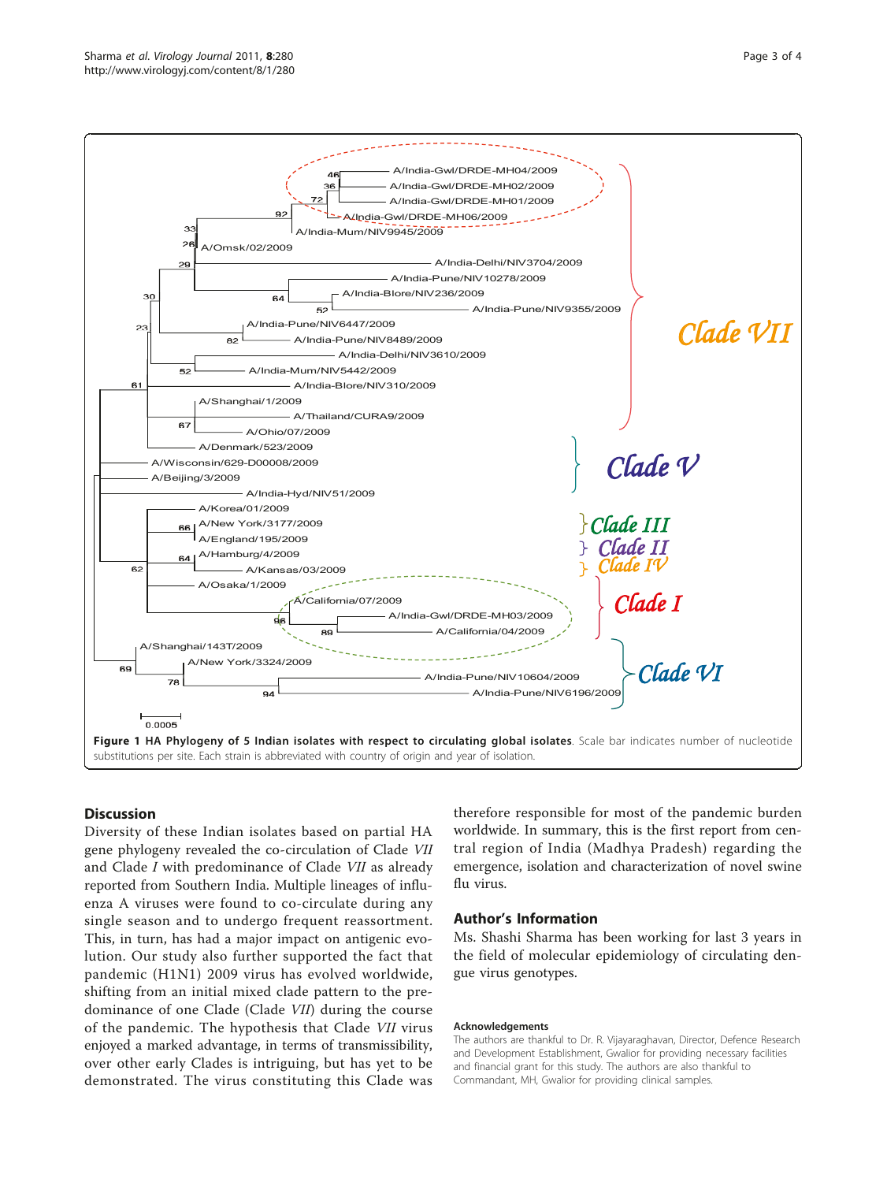**Figure 1 HA Phylogeny of 5 Indian isolates with respect to circulating global isolates**. Scale bar indicates number of nucleotide substitutions per site. Each strain is abbreviated with country of origin and year of isolation.

## Discussion

Diversity of these Indian isolates based on partial HA gene phylogeny revealed the co-circulation of Clade *VII* and Clade *I* with predominance of Clade *VII* as already reported from Southern India. Multiple lineages of influenza A viruses were found to co-circulate during any single season and to undergo frequent reassortment. This, in turn, has had a major impact on antigenic evolution. Our study also further supported the fact that pandemic (H1N1) 2009 virus has evolved worldwide, shifting from an initial mixed clade pattern to the predominance of one Clade (Clade *VII*) during the course of the pandemic. The hypothesis that Clade *VII* virus enjoyed a marked advantage, in terms of transmissibility, over other early Clades is intriguing, but has yet to be demonstrated. The virus constituting this Clade was therefore responsible for most of the pandemic burden worldwide. In summary, this is the first report from central region of India (Madhya Pradesh) regarding the emergence, isolation and characterization of novel swine flu virus.

## Author's Information

Ms. Shashi Sharma has been working for last 3 years in the field of molecular epidemiology of circulating dengue virus genotypes.

### Acknowledgements

The authors are thankful to Dr. R. Vijayaraghavan, Director, Defence Research and Development Establishment, Gwalior for providing necessary facilities and financial grant for this study. The authors are also thankful to Commandant, MH, Gwalior for providing clinical samples.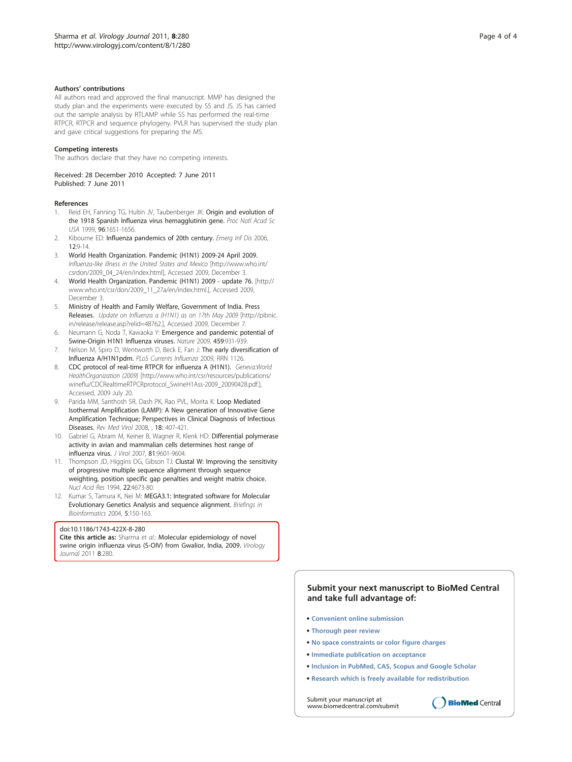### Authors' contributions

All authors read and approved the final manuscript. MMP has designed the study plan and the experiments were executed by SS and JS. JS has carried out the sample analysis by RTLAMP while SS has performed the real-time RTPCR, RTPCR and sequence phylogeny. PVLR has supervised the study plan and gave critical suggestions for preparing the MS.

### Competing interests

The authors declare that they have no competing interests.

Received: 28 December 2010 Accepted: 7 June 2011
Published: 7 June 2011

### References

1. Reid EH, Fanning TG, Hultin JV, Taubenberger JK: **Origin and evolution of the 1918 Spanish Influenza virus hemagglutinin gene.** *Proc Natl Acad Sc USA* 1999, **96**:1651-1656.
2. Kibourne ED: **Influenza pandemics of 20th century.** *Emerg Inf Dis* 2006, **12**:9-14.
3. World Health Organization. Pandemic (H1N1) 2009-24 April 2009. *Influenza-like illness in the United States and Mexico* [http://www.who.int/csrdon/2009_04_24/en/index.html], Accessed 2009, December 3.
4. World Health Organization. Pandemic (H1N1) 2009 - update 76. [http://www.who.int/csr/don/2009_11_27a/en/index.html.], Accessed 2009, December 3.
5. Ministry of Health and Family Welfare, Government of India. Press Releases. *Update on Influenza a (H1N1) as on 17th May 2009* [http://pibnic.in/release/release.asp?relid=48762.], Accessed 2009, December 7.
6. Neumann G, Noda T, Kawaoka Y: **Emergence and pandemic potential of Swine-Origin H1N1 Influenza viruses.** *Nature* 2009, **459**:931-939.
7. Nelson M, Spiro D, Wentworth D, Beck E, Fan J: **The early diversification of Influenza A/H1N1pdm.** *PLoS Currents Influenza* 2009, RRN 1126.
8. **CDC protocol of real-time RTPCR for influenza A (H1N1).** *Geneva:World HealthOrganization (2009)* [http://www.who.int/csr/resources/publications/wineflu/CDCRealtimeRTPCRprotocol_SwineH1Ass-2009_20090428.pdf.], Accessed, 2009 July 20.
9. Parida MM, Santhosh SR, Dash PK, Rao PVL, Morita K: **Loop Mediated Isothermal Amplification (LAMP): A New generation of Innovative Gene Amplification Technique; Perspectives in Clinical Diagnosis of Infectious Diseases.** *Rev Med Virol* 2008, , **18**: 407-421.
10. Gabriel G, Abram M, Keiner B, Wagner R, Klenk HD: **Differential polymerase activity in avian and mammalian cells determines host range of influenza virus.** *J Virol* 2007, **81**:9601-9604.
11. Thompson JD, Higgins DG, Gibson TJ: **Clustal W: Improving the sensitivity of progressive multiple sequence alignment through sequence weighting, position specific gap penalties and weight matrix choice.** *Nucl Acid Res* 1994, **22**:4673-80.
12. Kumar S, Tamura K, Nei M: **MEGA3.1: Integrated software for Molecular Evolutionary Genetics Analysis and sequence alignment.** *Briefings in Bioinformatics* 2004, **5**:150-163.

doi:10.1186/1743-422X-8-280
**Cite this article as:** Sharma *et al.*: Molecular epidemiology of novel swine origin influenza virus (S-OIV) from Gwalior, India, 2009. *Virology Journal* 2011 **8**:280.

**Submit your next manuscript to BioMed Central and take full advantage of:**

- Convenient online submission
- Thorough peer review
- No space constraints or color figure charges
- Immediate publication on acceptance
- Inclusion in PubMed, CAS, Scopus and Google Scholar
- Research which is freely available for redistribution

Submit your manuscript at
www.biomedcentral.com/submit